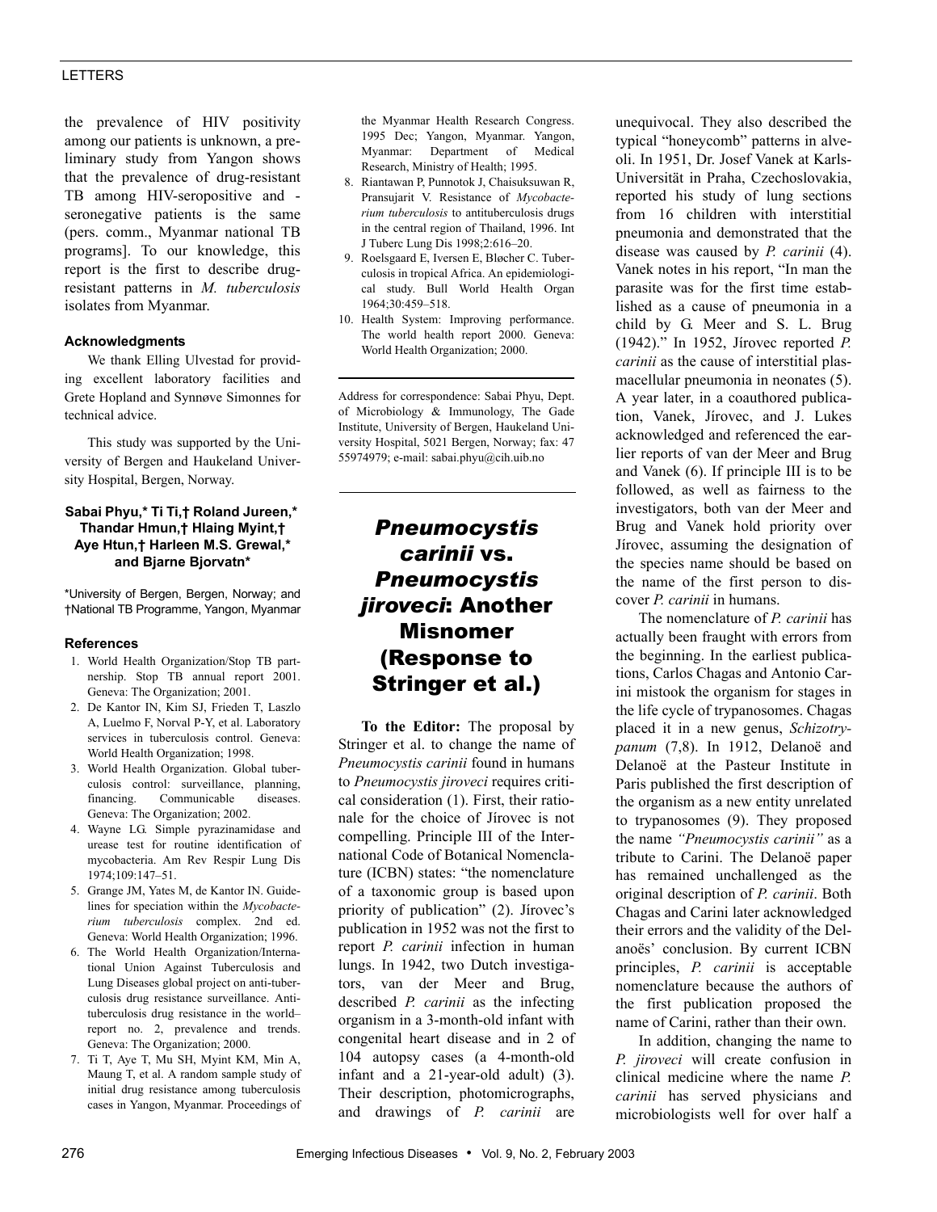the prevalence of HIV positivity among our patients is unknown, a preliminary study from Yangon shows that the prevalence of drug-resistant TB among HIV-seropositive and -seronegative patients is the same (pers. comm., Myanmar national TB programs]. To our knowledge, this report is the first to describe drug-resistant patterns in *M. tuberculosis* isolates from Myanmar.

#### Acknowledgments

We thank Elling Ulvestad for providing excellent laboratory facilities and Grete Hopland and Synnøve Simonnes for technical advice.

This study was supported by the University of Bergen and Haukeland University Hospital, Bergen, Norway.

**Sabai Phyu,\* Ti Ti,† Roland Jureen,\* Thandar Hmun,† Hlaing Myint,† Aye Htun,† Harleen M.S. Grewal,\* and Bjarne Bjorvatn\***

\*University of Bergen, Bergen, Norway; and †National TB Programme, Yangon, Myanmar

#### References

1. World Health Organization/Stop TB partnership. Stop TB annual report 2001. Geneva: The Organization; 2001.
2. De Kantor IN, Kim SJ, Frieden T, Laszlo A, Luelmo F, Norval P-Y, et al. Laboratory services in tuberculosis control. Geneva: World Health Organization; 1998.
3. World Health Organization. Global tuberculosis control: surveillance, planning, financing. Communicable diseases. Geneva: The Organization; 2002.
4. Wayne LG. Simple pyrazinamidase and urease test for routine identification of mycobacteria. Am Rev Respir Lung Dis 1974;109:147–51.
5. Grange JM, Yates M, de Kantor IN. Guidelines for speciation within the *Mycobacterium tuberculosis* complex. 2nd ed. Geneva: World Health Organization; 1996.
6. The World Health Organization/International Union Against Tuberculosis and Lung Diseases global project on anti-tuberculosis drug resistance surveillance. Anti-tuberculosis drug resistance in the world–report no. 2, prevalence and trends. Geneva: The Organization; 2000.
7. Ti T, Aye T, Mu SH, Myint KM, Min A, Maung T, et al. A random sample study of initial drug resistance among tuberculosis cases in Yangon, Myanmar. Proceedings of the Myanmar Health Research Congress. 1995 Dec; Yangon, Myanmar. Yangon, Myanmar: Department of Medical Research, Ministry of Health; 1995.
8. Riantawan P, Punnotok J, Chaisuksuwan R, Pransujarit V. Resistance of *Mycobacterium tuberculosis* to antituberculosis drugs in the central region of Thailand, 1996. Int J Tuberc Lung Dis 1998;2:616–20.
9. Roelsgaard E, Iversen E, Bløcher C. Tuberculosis in tropical Africa. An epidemiological study. Bull World Health Organ 1964;30:459–518.
10. Health System: Improving performance. The world health report 2000. Geneva: World Health Organization; 2000.

Address for correspondence: Sabai Phyu, Dept. of Microbiology & Immunology, The Gade Institute, University of Bergen, Haukeland University Hospital, 5021 Bergen, Norway; fax: 47 55974979; e-mail: sabai.phyu@cih.uib.no

# *Pneumocystis carinii* vs. *Pneumocystis jiroveci*: Another Misnomer (Response to Stringer et al.)

**To the Editor:** The proposal by Stringer et al. to change the name of *Pneumocystis carinii* found in humans to *Pneumocystis jiroveci* requires critical consideration (1). First, their rationale for the choice of Jírovec is not compelling. Principle III of the International Code of Botanical Nomenclature (ICBN) states: "the nomenclature of a taxonomic group is based upon priority of publication" (2). Jírovec's publication in 1952 was not the first to report *P. carinii* infection in human lungs. In 1942, two Dutch investigators, van der Meer and Brug, described *P. carinii* as the infecting organism in a 3-month-old infant with congenital heart disease and in 2 of 104 autopsy cases (a 4-month-old infant and a 21-year-old adult) (3). Their description, photomicrographs, and drawings of *P. carinii* are unequivocal. They also described the typical "honeycomb" patterns in alveoli. In 1951, Dr. Josef Vanek at Karls-Universität in Praha, Czechoslovakia, reported his study of lung sections from 16 children with interstitial pneumonia and demonstrated that the disease was caused by *P. carinii* (4). Vanek notes in his report, "In man the parasite was for the first time established as a cause of pneumonia in a child by G. Meer and S. L. Brug (1942)." In 1952, Jírovec reported *P. carinii* as the cause of interstitial plasmacellular pneumonia in neonates (5). A year later, in a coauthored publication, Vanek, Jírovec, and J. Lukes acknowledged and referenced the earlier reports of van der Meer and Brug and Vanek (6). If principle III is to be followed, as well as fairness to the investigators, both van der Meer and Brug and Vanek hold priority over Jírovec, assuming the designation of the species name should be based on the name of the first person to discover *P. carinii* in humans.

The nomenclature of *P. carinii* has actually been fraught with errors from the beginning. In the earliest publications, Carlos Chagas and Antonio Carini mistook the organism for stages in the life cycle of trypanosomes. Chagas placed it in a new genus, *Schizotrypanum* (7,8). In 1912, Delanoë and Delanoë at the Pasteur Institute in Paris published the first description of the organism as a new entity unrelated to trypanosomes (9). They proposed the name *"Pneumocystis carinii"* as a tribute to Carini. The Delanoë paper has remained unchallenged as the original description of *P. carinii*. Both Chagas and Carini later acknowledged their errors and the validity of the Delanoës' conclusion. By current ICBN principles, *P. carinii* is acceptable nomenclature because the authors of the first publication proposed the name of Carini, rather than their own.

In addition, changing the name to *P. jiroveci* will create confusion in clinical medicine where the name *P. carinii* has served physicians and microbiologists well for over half a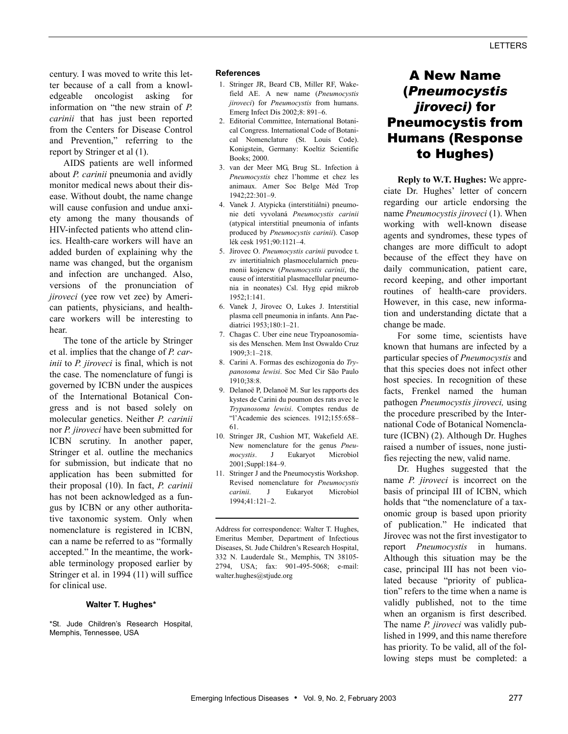century. I was moved to write this letter because of a call from a knowledgeable oncologist asking for information on "the new strain of *P. carinii* that has just been reported from the Centers for Disease Control and Prevention," referring to the report by Stringer et al (1).

AIDS patients are well informed about *P. carinii* pneumonia and avidly monitor medical news about their disease. Without doubt, the name change will cause confusion and undue anxiety among the many thousands of HIV-infected patients who attend clinics. Health-care workers will have an added burden of explaining why the name was changed, but the organism and infection are unchanged. Also, versions of the pronunciation of *jiroveci* (yee row vet zee) by American patients, physicians, and health-care workers will be interesting to hear.

The tone of the article by Stringer et al. implies that the change of *P. carinii* to *P. jiroveci* is final, which is not the case. The nomenclature of fungi is governed by ICBN under the auspices of the International Botanical Congress and is not based solely on molecular genetics. Neither *P. carinii* nor *P. jiroveci* have been submitted for ICBN scrutiny. In another paper, Stringer et al. outline the mechanics for submission, but indicate that no application has been submitted for their proposal (10). In fact, *P. carinii* has not been acknowledged as a fungus by ICBN or any other authoritative taxonomic system. Only when nomenclature is registered in ICBN, can a name be referred to as "formally accepted." In the meantime, the workable terminology proposed earlier by Stringer et al. in 1994 (11) will suffice for clinical use.

**Walter T. Hughes***

*St. Jude Children's Research Hospital, Memphis, Tennessee, USA

#### References

1. Stringer JR, Beard CB, Miller RF, Wakefield AE. A new name (*Pneumocystis jiroveci*) for *Pneumocystis* from humans. Emerg Infect Dis 2002;8: 891–6.
2. Editorial Committee, International Botanical Congress. International Code of Botanical Nomenclature (St. Louis Code). Konigstein, Germany: Koeltiz Scientific Books; 2000.
3. van der Meer MG, Brug SL. Infection à *Pneumocystis* chez l'homme et chez les animaux. Amer Soc Belge Méd Trop 1942;22:301–9.
4. Vanek J. Atypicka (interstitiálni) pneumonie detí vyvolaná *Pneumocystis carinii* (atypical interstitial pneumonia of infants produced by *Pneumocystis carinii*). Casop lék cesk 1951;90:1121–4.
5. Jírovec O. *Pneumocystis carinii* puvodce t. zv intertitialnich plasmocelularnich pneumonii kojencw (*Pneumocystis carinii*, the cause of interstitial plasmacellular pneumonia in neonates) Csl. Hyg epid mikrob 1952;1:141.
6. Vanek J, Jírovec O, Lukes J. Interstitial plasma cell pneumonia in infants. Ann Paediatrici 1953;180:1–21.
7. Chagas C. Uber eine neue Trypoanosomiasis des Menschen. Mem Inst Oswaldo Cruz 1909;3:1–218.
8. Carini A. Formas des eschizogonia do *Trypanosoma lewisi*. Soc Med Cir São Paulo 1910;38:8.
9. Delanoë P, Delanoë M. Sur les rapports des kystes de Carini du poumon des rats avec le *Trypanosoma lewisi*. Comptes rendus de "l'Academie des sciences. 1912;155:658–61.
10. Stringer JR, Cushion MT, Wakefield AE. New nomenclature for the genus *Pneumocystis*. J Eukaryot Microbiol 2001;Suppl:184–9.
11. Stringer J and the Pneumocystis Workshop. Revised nomenclature for *Pneumocystis carinii*. J Eukaryot Microbiol 1994;41:121–2.

Address for correspondence: Walter T. Hughes, Emeritus Member, Department of Infectious Diseases, St. Jude Children's Research Hospital, 332 N. Lauderdale St., Memphis, TN 38105-2794, USA; fax: 901-495-5068; e-mail: walter.hughes@stjude.org

# A New Name (*Pneumocystis jiroveci*) for Pneumocystis from Humans (Response to Hughes)

**Reply to W.T. Hughes:** We appreciate Dr. Hughes' letter of concern regarding our article endorsing the name *Pneumocystis jiroveci* (1). When working with well-known disease agents and syndromes, these types of changes are more difficult to adopt because of the effect they have on daily communication, patient care, record keeping, and other important routines of health-care providers. However, in this case, new information and understanding dictate that a change be made.

For some time, scientists have known that humans are infected by a particular species of *Pneumocystis* and that this species does not infect other host species. In recognition of these facts, Frenkel named the human pathogen *Pneumocystis jiroveci,* using the procedure prescribed by the International Code of Botanical Nomenclature (ICBN) (2). Although Dr. Hughes raised a number of issues, none justifies rejecting the new, valid name.

Dr. Hughes suggested that the name *P. jiroveci* is incorrect on the basis of principal III of ICBN, which holds that "the nomenclature of a taxonomic group is based upon priority of publication." He indicated that Jírovec was not the first investigator to report *Pneumocystis* in humans. Although this situation may be the case, principal III has not been violated because "priority of publication" refers to the time when a name is validly published, not to the time when an organism is first described. The name *P. jiroveci* was validly published in 1999, and this name therefore has priority. To be valid, all of the following steps must be completed: a